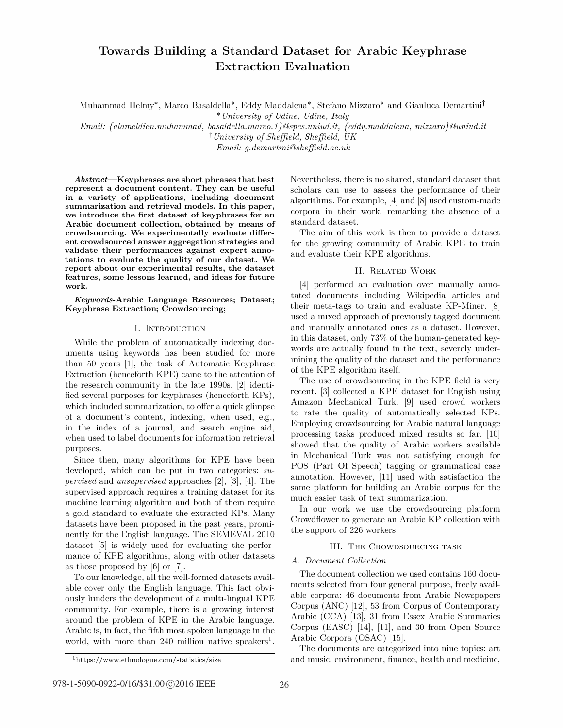# Towards Building a Standard Dataset for Arabic Keyphrase Extraction Evaluation

Muhammad Helmy*, Marco Basaldella*, Eddy Maddalena*, Stefano Mizzaro* and Gianluca Demartini†

*University of Udine, Udine, Italy

Email: {alameldien.muhammad, basaldella.marco.1}@spes.uniud.it, {eddy.maddalena, mizzaro}@uniud.it

†University of Sheffield, Sheffield, UK

Email: g.demartini@sheffield.ac.uk

***Abstract*—Keyphrases are short phrases that best represent a document content. They can be useful in a variety of applications, including document summarization and retrieval models. In this paper, we introduce the first dataset of keyphrases for an Arabic document collection, obtained by means of crowdsourcing. We experimentally evaluate different crowdsourced answer aggregation strategies and validate their performances against expert annotations to evaluate the quality of our dataset. We report about our experimental results, the dataset features, some lessons learned, and ideas for future work.**

***Keywords*-Arabic Language Resources; Dataset; Keyphrase Extraction; Crowdsourcing;**

## I. Introduction

While the problem of automatically indexing documents using keywords has been studied for more than 50 years [1], the task of Automatic Keyphrase Extraction (henceforth KPE) came to the attention of the research community in the late 1990s. [2] identified several purposes for keyphrases (henceforth KPs), which included summarization, to offer a quick glimpse of a document's content, indexing, when used, e.g., in the index of a journal, and search engine aid, when used to label documents for information retrieval purposes.

Since then, many algorithms for KPE have been developed, which can be put in two categories: *supervised* and *unsupervised* approaches [2], [3], [4]. The supervised approach requires a training dataset for its machine learning algorithm and both of them require a gold standard to evaluate the extracted KPs. Many datasets have been proposed in the past years, prominently for the English language. The SEMEVAL 2010 dataset [5] is widely used for evaluating the performance of KPE algorithms, along with other datasets as those proposed by [6] or [7].

To our knowledge, all the well-formed datasets available cover only the English language. This fact obviously hinders the development of a multi-lingual KPE community. For example, there is a growing interest around the problem of KPE in the Arabic language. Arabic is, in fact, the fifth most spoken language in the world, with more than 240 million native speakers[1]. Nevertheless, there is no shared, standard dataset that scholars can use to assess the performance of their algorithms. For example, [4] and [8] used custom-made corpora in their work, remarking the absence of a standard dataset.

The aim of this work is then to provide a dataset for the growing community of Arabic KPE to train and evaluate their KPE algorithms.

[1]https://www.ethnologue.com/statistics/size

## II. Related Work

[4] performed an evaluation over manually annotated documents including Wikipedia articles and their meta-tags to train and evaluate KP-Miner. [8] used a mixed approach of previously tagged document and manually annotated ones as a dataset. However, in this dataset, only 73% of the human-generated keywords are actually found in the text, severely undermining the quality of the dataset and the performance of the KPE algorithm itself.

The use of crowdsourcing in the KPE field is very recent. [3] collected a KPE dataset for English using Amazon Mechanical Turk. [9] used crowd workers to rate the quality of automatically selected KPs. Employing crowdsourcing for Arabic natural language processing tasks produced mixed results so far. [10] showed that the quality of Arabic workers available in Mechanical Turk was not satisfying enough for POS (Part Of Speech) tagging or grammatical case annotation. However, [11] used with satisfaction the same platform for building an Arabic corpus for the much easier task of text summarization.

In our work we use the crowdsourcing platform Crowdflower to generate an Arabic KP collection with the support of 226 workers.

## III. The Crowdsourcing task

### A. Document Collection

The document collection we used contains 160 documents selected from four general purpose, freely available corpora: 46 documents from Arabic Newspapers Corpus (ANC) [12], 53 from Corpus of Contemporary Arabic (CCA) [13], 31 from Essex Arabic Summaries Corpus (EASC) [14], [11], and 30 from Open Source Arabic Corpora (OSAC) [15].

The documents are categorized into nine topics: art and music, environment, finance, health and medicine,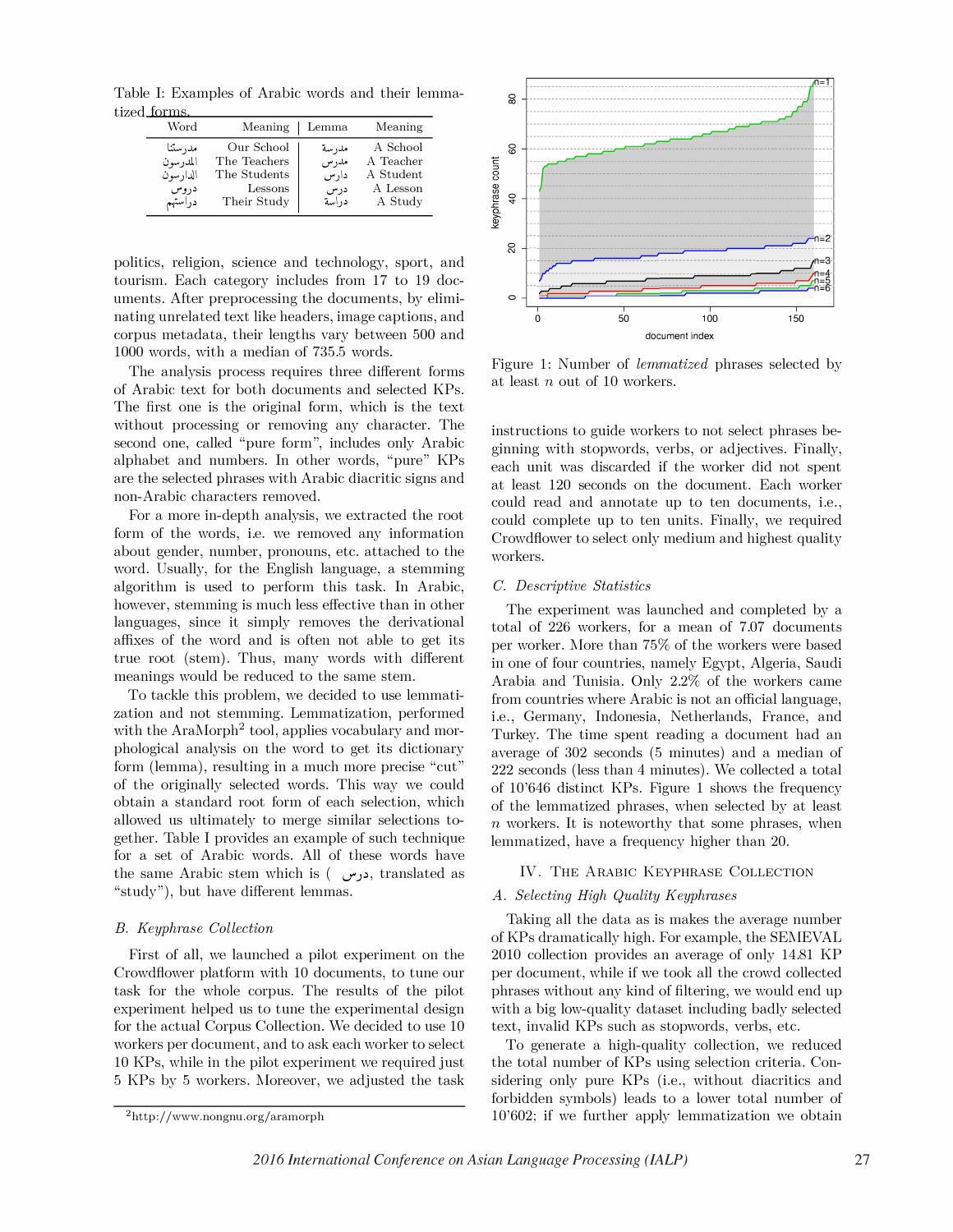Table I: Examples of Arabic words and their lemmatized forms.

| Word | Meaning | Lemma | Meaning |
|---|---|---|---|
| مدرستنا | Our School | مدرسة | A School |
| المدرسون | The Teachers | مدرس | A Teacher |
| الدارسون | The Students | دارس | A Student |
| دروس | Lessons | درس | A Lesson |
| دراستهم | Their Study | دراسة | A Study |

politics, religion, science and technology, sport, and tourism. Each category includes from 17 to 19 documents. After preprocessing the documents, by eliminating unrelated text like headers, image captions, and corpus metadata, their lengths vary between 500 and 1000 words, with a median of 735.5 words.

The analysis process requires three different forms of Arabic text for both documents and selected KPs. The first one is the original form, which is the text without processing or removing any character. The second one, called "pure form", includes only Arabic alphabet and numbers. In other words, "pure" KPs are the selected phrases with Arabic diacritic signs and non-Arabic characters removed.

For a more in-depth analysis, we extracted the root form of the words, i.e. we removed any information about gender, number, pronouns, etc. attached to the word. Usually, for the English language, a stemming algorithm is used to perform this task. In Arabic, however, stemming is much less effective than in other languages, since it simply removes the derivational affixes of the word and is often not able to get its true root (stem). Thus, many words with different meanings would be reduced to the same stem.

To tackle this problem, we decided to use lemmatization and not stemming. Lemmatization, performed with the AraMorph[2] tool, applies vocabulary and morphological analysis on the word to get its dictionary form (lemma), resulting in a much more precise "cut" of the originally selected words. This way we could obtain a standard root form of each selection, which allowed us ultimately to merge similar selections together. Table I provides an example of such technique for a set of Arabic words. All of these words have the same Arabic stem which is ( درس, translated as "study"), but have different lemmas.

### B. Keyphrase Collection

First of all, we launched a pilot experiment on the Crowdflower platform with 10 documents, to tune our task for the whole corpus. The results of the pilot experiment helped us to tune the experimental design for the actual Corpus Collection. We decided to use 10 workers per document, and to ask each worker to select 10 KPs, while in the pilot experiment we required just 5 KPs by 5 workers. Moreover, we adjusted the task instructions to guide workers to not select phrases beginning with stopwords, verbs, or adjectives. Finally, each unit was discarded if the worker did not spent at least 120 seconds on the document. Each worker could read and annotate up to ten documents, i.e., could complete up to ten units. Finally, we required Crowdflower to select only medium and highest quality workers.

[2]http://www.nongnu.org/aramorph

Figure 1: Number of *lemmatized* phrases selected by at least $n$ out of 10 workers.

### C. Descriptive Statistics

The experiment was launched and completed by a total of 226 workers, for a mean of 7.07 documents per worker. More than 75% of the workers were based in one of four countries, namely Egypt, Algeria, Saudi Arabia and Tunisia. Only 2.2% of the workers came from countries where Arabic is not an official language, i.e., Germany, Indonesia, Netherlands, France, and Turkey. The time spent reading a document had an average of 302 seconds (5 minutes) and a median of 222 seconds (less than 4 minutes). We collected a total of 10'646 distinct KPs. Figure 1 shows the frequency of the lemmatized phrases, when selected by at least $n$ workers. It is noteworthy that some phrases, when lemmatized, have a frequency higher than 20.

## IV. The Arabic Keyphrase Collection

### A. Selecting High Quality Keyphrases

Taking all the data as is makes the average number of KPs dramatically high. For example, the SEMEVAL 2010 collection provides an average of only 14.81 KP per document, while if we took all the crowd collected phrases without any kind of filtering, we would end up with a big low-quality dataset including badly selected text, invalid KPs such as stopwords, verbs, etc.

To generate a high-quality collection, we reduced the total number of KPs using selection criteria. Considering only pure KPs (i.e., without diacritics and forbidden symbols) leads to a lower total number of 10'602; if we further apply lemmatization we obtain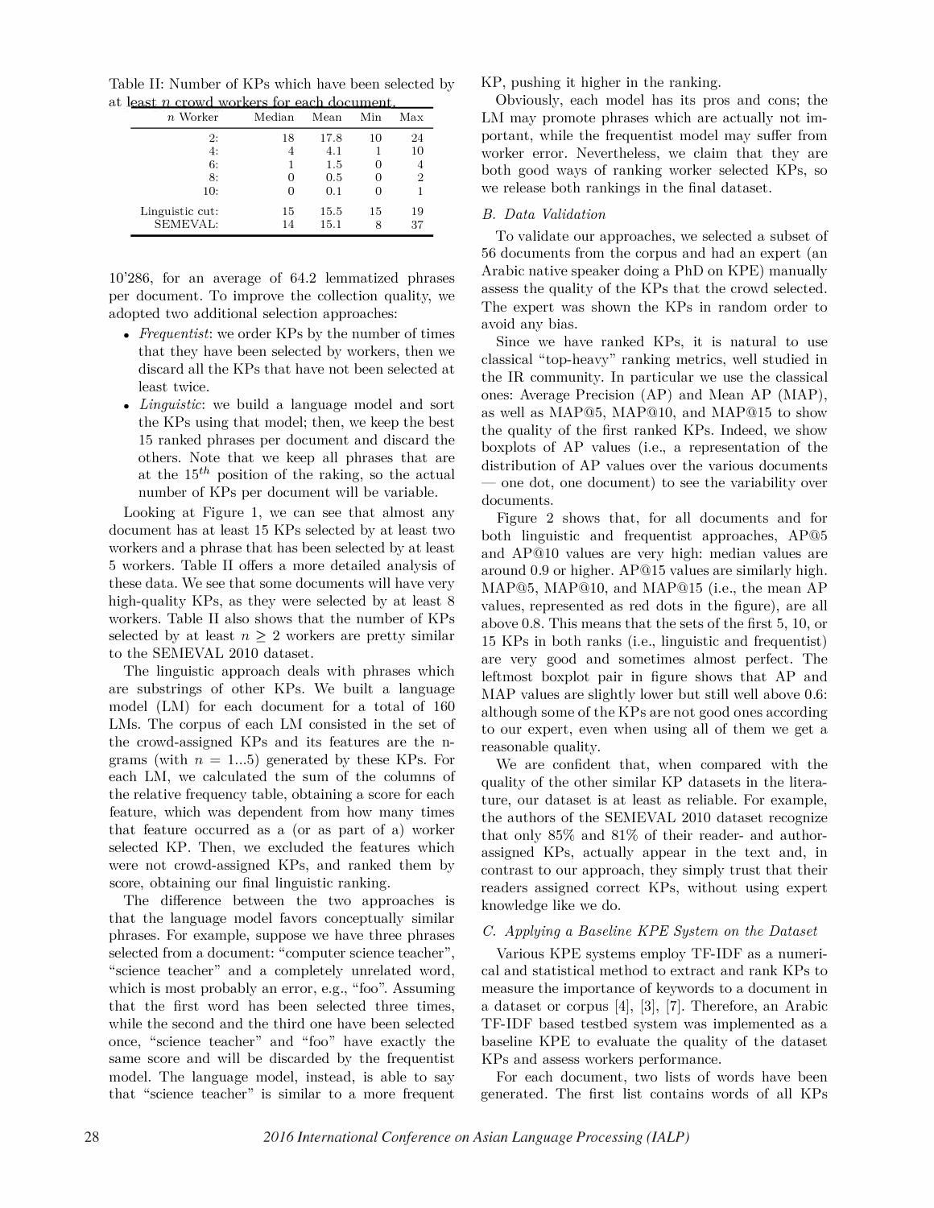Table II: Number of KPs which have been selected by at least $n$ crowd workers for each document.

| $n$ Worker | Median | Mean | Min | Max |
|---|---|---|---|---|
| 2: | 18 | 17.8 | 10 | 24 |
| 4: | 4 | 4.1 | 1 | 10 |
| 6: | 1 | 1.5 | 0 | 4 |
| 8: | 0 | 0.5 | 0 | 2 |
| 10: | 0 | 0.1 | 0 | 1 |
| Linguistic cut: | 15 | 15.5 | 15 | 19 |
| SEMEVAL: | 14 | 15.1 | 8 | 37 |

10'286, for an average of 64.2 lemmatized phrases per document. To improve the collection quality, we adopted two additional selection approaches:

- *Frequentist*: we order KPs by the number of times that they have been selected by workers, then we discard all the KPs that have not been selected at least twice.
- *Linguistic*: we build a language model and sort the KPs using that model; then, we keep the best 15 ranked phrases per document and discard the others. Note that we keep all phrases that are at the $15^{th}$ position of the raking, so the actual number of KPs per document will be variable.

Looking at Figure 1, we can see that almost any document has at least 15 KPs selected by at least two workers and a phrase that has been selected by at least 5 workers. Table II offers a more detailed analysis of these data. We see that some documents will have very high-quality KPs, as they were selected by at least 8 workers. Table II also shows that the number of KPs selected by at least $n \geq 2$ workers are pretty similar to the SEMEVAL 2010 dataset.

The linguistic approach deals with phrases which are substrings of other KPs. We built a language model (LM) for each document for a total of 160 LMs. The corpus of each LM consisted in the set of the crowd-assigned KPs and its features are the n-grams (with $n = 1...5$) generated by these KPs. For each LM, we calculated the sum of the columns of the relative frequency table, obtaining a score for each feature, which was dependent from how many times that feature occurred as a (or as part of a) worker selected KP. Then, we excluded the features which were not crowd-assigned KPs, and ranked them by score, obtaining our final linguistic ranking.

The difference between the two approaches is that the language model favors conceptually similar phrases. For example, suppose we have three phrases selected from a document: "computer science teacher", "science teacher" and a completely unrelated word, which is most probably an error, e.g., "foo". Assuming that the first word has been selected three times, while the second and the third one have been selected once, "science teacher" and "foo" have exactly the same score and will be discarded by the frequentist model. The language model, instead, is able to say that "science teacher" is similar to a more frequent KP, pushing it higher in the ranking.

Obviously, each model has its pros and cons; the LM may promote phrases which are actually not important, while the frequentist model may suffer from worker error. Nevertheless, we claim that they are both good ways of ranking worker selected KPs, so we release both rankings in the final dataset.

### B. Data Validation

To validate our approaches, we selected a subset of 56 documents from the corpus and had an expert (an Arabic native speaker doing a PhD on KPE) manually assess the quality of the KPs that the crowd selected. The expert was shown the KPs in random order to avoid any bias.

Since we have ranked KPs, it is natural to use classical "top-heavy" ranking metrics, well studied in the IR community. In particular we use the classical ones: Average Precision (AP) and Mean AP (MAP), as well as MAP@5, MAP@10, and MAP@15 to show the quality of the first ranked KPs. Indeed, we show boxplots of AP values (i.e., a representation of the distribution of AP values over the various documents — one dot, one document) to see the variability over documents.

Figure 2 shows that, for all documents and for both linguistic and frequentist approaches, AP@5 and AP@10 values are very high: median values are around 0.9 or higher. AP@15 values are similarly high. MAP@5, MAP@10, and MAP@15 (i.e., the mean AP values, represented as red dots in the figure), are all above 0.8. This means that the sets of the first 5, 10, or 15 KPs in both ranks (i.e., linguistic and frequentist) are very good and sometimes almost perfect. The leftmost boxplot pair in figure shows that AP and MAP values are slightly lower but still well above 0.6: although some of the KPs are not good ones according to our expert, even when using all of them we get a reasonable quality.

We are confident that, when compared with the quality of the other similar KP datasets in the literature, our dataset is at least as reliable. For example, the authors of the SEMEVAL 2010 dataset recognize that only 85% and 81% of their reader- and author-assigned KPs, actually appear in the text and, in contrast to our approach, they simply trust that their readers assigned correct KPs, without using expert knowledge like we do.

### C. Applying a Baseline KPE System on the Dataset

Various KPE systems employ TF-IDF as a numerical and statistical method to extract and rank KPs to measure the importance of keywords to a document in a dataset or corpus [4], [3], [7]. Therefore, an Arabic TF-IDF based testbed system was implemented as a baseline KPE to evaluate the quality of the dataset KPs and assess workers performance.

For each document, two lists of words have been generated. The first list contains words of all KPs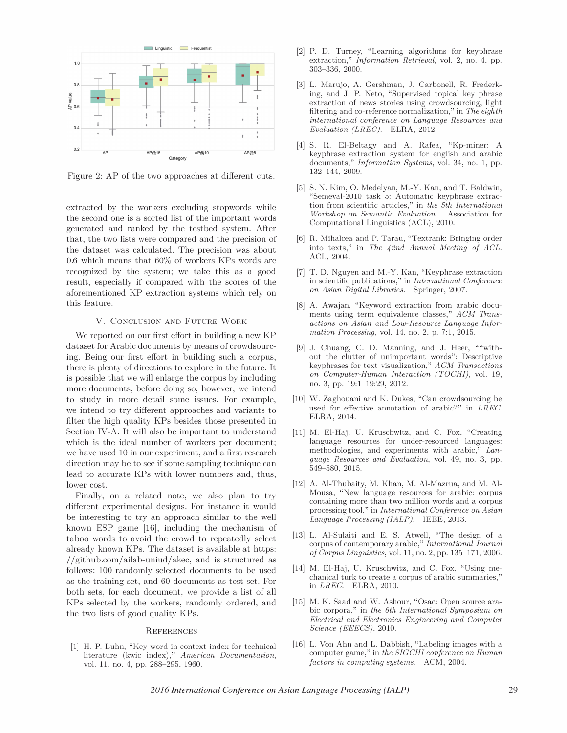Linguistic
Frequentist

AP value

1.0
0.8
0.6
0.4
0.2

AP
AP@15
AP@10
AP@5

Category

Figure 2: AP of the two approaches at different cuts.

extracted by the workers excluding stopwords while the second one is a sorted list of the important words generated and ranked by the testbed system. After that, the two lists were compared and the precision of the dataset was calculated. The precision was about 0.6 which means that 60% of workers KPs words are recognized by the system; we take this as a good result, especially if compared with the scores of the aforementioned KP extraction systems which rely on this feature.

## V. Conclusion and Future Work

We reported on our first effort in building a new KP dataset for Arabic documents by means of crowdsourcing. Being our first effort in building such a corpus, there is plenty of directions to explore in the future. It is possible that we will enlarge the corpus by including more documents; before doing so, however, we intend to study in more detail some issues. For example, we intend to try different approaches and variants to filter the high quality KPs besides those presented in Section IV-A. It will also be important to understand which is the ideal number of workers per document; we have used 10 in our experiment, and a first research direction may be to see if some sampling technique can lead to accurate KPs with lower numbers and, thus, lower cost.

Finally, on a related note, we also plan to try different experimental designs. For instance it would be interesting to try an approach similar to the well known ESP game [16], including the mechanism of taboo words to avoid the crowd to repeatedly select already known KPs. The dataset is available at https://github.com/ailab-uniud/akec, and is structured as follows: 100 randomly selected documents to be used as the training set, and 60 documents as test set. For both sets, for each document, we provide a list of all KPs selected by the workers, randomly ordered, and the two lists of good quality KPs.

## References

[1] H. P. Luhn, "Key word-in-context index for technical literature (kwic index)," *American Documentation*, vol. 11, no. 4, pp. 288–295, 1960.

[2] P. D. Turney, "Learning algorithms for keyphrase extraction," *Information Retrieval*, vol. 2, no. 4, pp. 303–336, 2000.

[3] L. Marujo, A. Gershman, J. Carbonell, R. Frederking, and J. P. Neto, "Supervised topical key phrase extraction of news stories using crowdsourcing, light filtering and co-reference normalization," in *The eighth international conference on Language Resources and Evaluation (LREC)*. ELRA, 2012.

[4] S. R. El-Beltagy and A. Rafea, "Kp-miner: A keyphrase extraction system for english and arabic documents," *Information Systems*, vol. 34, no. 1, pp. 132–144, 2009.

[5] S. N. Kim, O. Medelyan, M.-Y. Kan, and T. Baldwin, "Semeval-2010 task 5: Automatic keyphrase extraction from scientific articles," in *the 5th International Workshop on Semantic Evaluation*. Association for Computational Linguistics (ACL), 2010.

[6] R. Mihalcea and P. Tarau, "Textrank: Bringing order into texts," in *The 42nd Annual Meeting of ACL*. ACL, 2004.

[7] T. D. Nguyen and M.-Y. Kan, "Keyphrase extraction in scientific publications," in *International Conference on Asian Digital Libraries*. Springer, 2007.

[8] A. Awajan, "Keyword extraction from arabic documents using term equivalence classes," *ACM Transactions on Asian and Low-Resource Language Information Processing*, vol. 14, no. 2, p. 7:1, 2015.

[9] J. Chuang, C. D. Manning, and J. Heer, ""without the clutter of unimportant words": Descriptive keyphrases for text visualization," *ACM Transactions on Computer-Human Interaction (TOCHI)*, vol. 19, no. 3, pp. 19:1–19:29, 2012.

[10] W. Zaghouani and K. Dukes, "Can crowdsourcing be used for effective annotation of arabic?" in *LREC*. ELRA, 2014.

[11] M. El-Haj, U. Kruschwitz, and C. Fox, "Creating language resources for under-resourced languages: methodologies, and experiments with arabic," *Language Resources and Evaluation*, vol. 49, no. 3, pp. 549–580, 2015.

[12] A. Al-Thubaity, M. Khan, M. Al-Mazrua, and M. Al-Mousa, "New language resources for arabic: corpus containing more than two million words and a corpus processing tool," in *International Conference on Asian Language Processing (IALP)*. IEEE, 2013.

[13] L. Al-Sulaiti and E. S. Atwell, "The design of a corpus of contemporary arabic," *International Journal of Corpus Linguistics*, vol. 11, no. 2, pp. 135–171, 2006.

[14] M. El-Haj, U. Kruschwitz, and C. Fox, "Using mechanical turk to create a corpus of arabic summaries," in *LREC*. ELRA, 2010.

[15] M. K. Saad and W. Ashour, "Osac: Open source arabic corpora," in *the 6th International Symposium on Electrical and Electronics Engineering and Computer Science (EEECS)*, 2010.

[16] L. Von Ahn and L. Dabbish, "Labeling images with a computer game," in *the SIGCHI conference on Human factors in computing systems*. ACM, 2004.